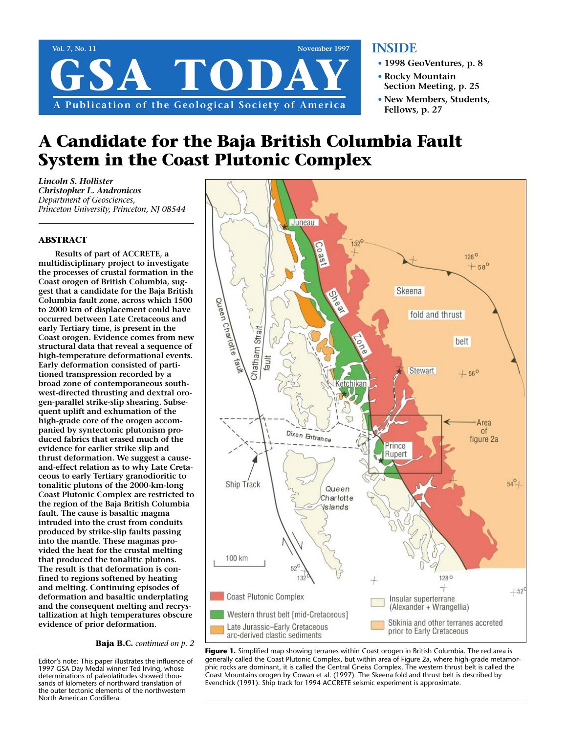# A Candidate for the Baja British Columbia Fault System in the Coast Plutonic Complex

*Lincoln S. Hollister*
*Christopher L. Andronicos*
*Department of Geosciences, Princeton University, Princeton, NJ 08544*

## ABSTRACT

**Results of part of ACCRETE, a multidisciplinary project to investigate the processes of crustal formation in the Coast orogen of British Columbia, suggest that a candidate for the Baja British Columbia fault zone, across which 1500 to 2000 km of displacement could have occurred between Late Cretaceous and early Tertiary time, is present in the Coast orogen. Evidence comes from new structural data that reveal a sequence of high-temperature deformational events. Early deformation consisted of partitioned transpression recorded by a broad zone of contemporaneous southwest-directed thrusting and dextral orogen-parallel strike-slip shearing. Subsequent uplift and exhumation of the high-grade core of the orogen accompanied by syntectonic plutonism produced fabrics that erased much of the evidence for earlier strike slip and thrust deformation. We suggest a cause-and-effect relation as to why Late Cretaceous to early Tertiary granodioritic to tonalitic plutons of the 2000-km-long Coast Plutonic Complex are restricted to the region of the Baja British Columbia fault. The cause is basaltic magma intruded into the crust from conduits produced by strike-slip faults passing into the mantle. These magmas provided the heat for the crustal melting that produced the tonalitic plutons. The result is that deformation is confined to regions softened by heating and melting. Continuing episodes of deformation and basaltic underplating and the consequent melting and recrystallization at high temperatures obscure evidence of prior deformation.**

**Baja B.C.** *continued on p. 2*

Editor's note: This paper illustrates the influence of 1997 GSA Day Medal winner Ted Irving, whose determinations of paleolatitudes showed thousands of kilometers of northward translation of the outer tectonic elements of the northwestern North American Cordillera.

**Figure 1.** Simplified map showing terranes within Coast orogen in British Columbia. The red area is generally called the Coast Plutonic Complex, but within area of Figure 2a, where high-grade metamorphic rocks are dominant, it is called the Central Gneiss Complex. The western thrust belt is called the Coast Mountains orogen by Cowan et al. (1997). The Skeena fold and thrust belt is described by Evenchick (1991). Ship track for 1994 ACCRETE seismic experiment is approximate.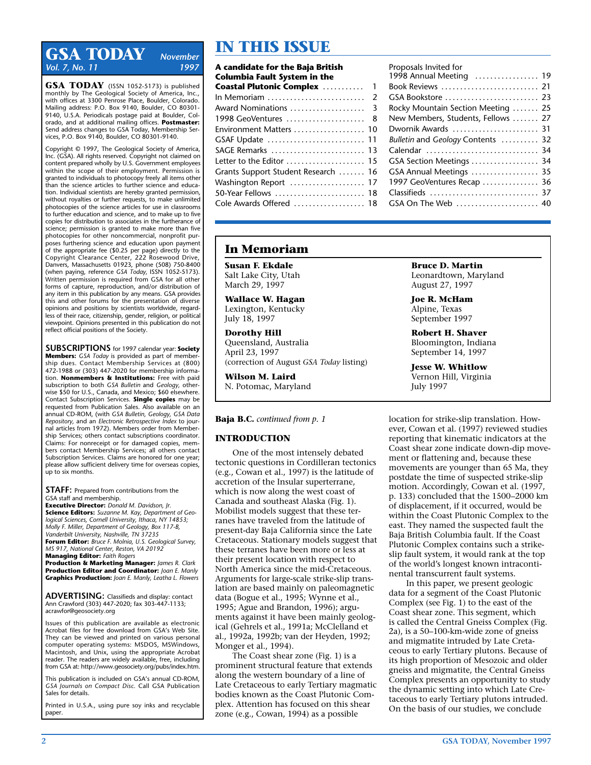# GSA TODAY

November 1997, Vol. 7, No. 11

**GSA TODAY** (ISSN 1052-5173) is published monthly by The Geological Society of America, Inc., with offices at 3300 Penrose Place, Boulder, Colorado. Mailing address: P.O. Box 9140, Boulder, CO 80301-9140, U.S.A. Periodicals postage paid at Boulder, Colorado, and at additional mailing offices. **Postmaster:** Send address changes to GSA Today, Membership Services, P.O. Box 9140, Boulder, CO 80301-9140.

Copyright © 1997, The Geological Society of America, Inc. (GSA). All rights reserved. Copyright not claimed on content prepared wholly by U.S. Government employees within the scope of their employment. Permission is granted to individuals to photocopy freely all items other than the science articles to further science and education. Individual scientists are hereby granted permission, without royalties or further requests, to make unlimited photocopies of the science articles for use in classrooms to further education and science, and to make up to five copies for distribution to associates in the furtherance of science; permission is granted to make more than five photocopies for other noncommercial, nonprofit purposes furthering science and education upon payment of the appropriate fee ($0.25 per page) directly to the Copyright Clearance Center, 222 Rosewood Drive, Danvers, Massachusetts 01923, phone (508) 750-8400 (when paying, reference *GSA Today*, ISSN 1052-5173). Written permission is required from GSA for all other forms of capture, reproduction, and/or distribution of any item in this publication by any means. GSA provides this and other forums for the presentation of diverse opinions and positions by scientists worldwide, regardless of their race, citizenship, gender, religion, or political viewpoint. Opinions presented in this publication do not reflect official positions of the Society.

**SUBSCRIPTIONS** for 1997 calendar year: **Society Members:** *GSA Today* is provided as part of membership dues. Contact Membership Services at (800) 472-1988 or (303) 447-2020 for membership information. **Nonmembers & Institutions:** Free with paid subscription to both *GSA Bulletin* and *Geology*, otherwise $50 for U.S., Canada, and Mexico; $60 elsewhere. Contact Subscription Services. **Single copies** may be requested from Publication Sales. Also available on an annual CD-ROM, (with *GSA Bulletin, Geology, GSA Data Repository*, and an *Electronic Retrospective Index* to journal articles from 1972). Members order from Membership Services; others contact subscriptions coordinator. Claims: For nonreceipt or for damaged copies, members contact Membership Services; all others contact Subscription Services. Claims are honored for one year; please allow sufficient delivery time for overseas copies, up to six months.

**STAFF:** Prepared from contributions from the GSA staff and membership.
**Executive Director:** *Donald M. Davidson, Jr.*
**Science Editors:** *Suzanne M. Kay, Department of Geological Sciences, Cornell University, Ithaca, NY 14853; Molly F. Miller, Department of Geology, Box 117-B, Vanderbilt University, Nashville, TN 37235*
**Forum Editor:** *Bruce F. Molnia, U.S. Geological Survey, MS 917, National Center, Reston, VA 20192*
**Managing Editor:** *Faith Rogers*
**Production & Marketing Manager:** *James R. Clark*
**Production Editor and Coordinator:** *Joan E. Manly*
**Graphics Production:** *Joan E. Manly, Leatha L. Flowers*

**ADVERTISING:** Classifieds and display: contact Ann Crawford (303) 447-2020; fax 303-447-1133; acrawfor@geosociety.org

Issues of this publication are available as electronic Acrobat files for free download from GSA's Web Site. They can be viewed and printed on various personal computer operating systems: MSDOS, MSWindows, Macintosh, and Unix, using the appropriate Acrobat reader. The readers are widely available, free, including from GSA at: http://www.geosociety.org/pubs/index.htm.

This publication is included on GSA's annual CD-ROM, *GSA Journals on Compact Disc.* Call GSA Publication Sales for details.

Printed in U.S.A., using pure soy inks and recyclable paper.

# IN THIS ISSUE

**A candidate for the Baja British Columbia Fault System in the Coastal Plutonic Complex** ........... 1
In Memoriam ........... 2
Award Nominations ........... 3
1998 GeoVentures ........... 8
Environment Matters ........... 10
GSAF Update ........... 11
SAGE Remarks ........... 13
Letter to the Editor ........... 15
Grants Support Student Research ........... 16
Washington Report ........... 17
50-Year Fellows ........... 18
Cole Awards Offered ........... 18
Proposals Invited for 1998 Annual Meeting ........... 19
Book Reviews ........... 21
GSA Bookstore ........... 23
Rocky Mountain Section Meeting ........... 25
New Members, Students, Fellows ........... 27
Dwornik Awards ........... 31
*Bulletin* and *Geology* Contents ........... 32
Calendar ........... 34
GSA Section Meetings ........... 34
GSA Annual Meetings ........... 35
1997 GeoVentures Recap ........... 36
Classifieds ........... 37
GSA On The Web ........... 40

## In Memoriam

**Susan F. Ekdale**
Salt Lake City, Utah
March 29, 1997

**Wallace W. Hagan**
Lexington, Kentucky
July 18, 1997

**Dorothy Hill**
Queensland, Australia
April 23, 1997
(correction of August *GSA Today* listing)

**Wilson M. Laird**
N. Potomac, Maryland

**Bruce D. Martin**
Leonardtown, Maryland
August 27, 1997

**Joe R. McHam**
Alpine, Texas
September 1997

**Robert H. Shaver**
Bloomington, Indiana
September 14, 1997

**Jesse W. Whitlow**
Vernon Hill, Virginia
July 1997

**Baja B.C.** *continued from p. 1*

## INTRODUCTION

One of the most intensely debated tectonic questions in Cordilleran tectonics (e.g., Cowan et al., 1997) is the latitude of accretion of the Insular superterrane, which is now along the west coast of Canada and southeast Alaska (Fig. 1). Mobilist models suggest that these terranes have traveled from the latitude of present-day Baja California since the Late Cretaceous. Stationary models suggest that these terranes have been more or less at their present location with respect to North America since the mid-Cretaceous. Arguments for large-scale strike-slip translation are based mainly on paleomagnetic data (Bogue et al., 1995; Wynne et al., 1995; Ague and Brandon, 1996); arguments against it have been mainly geological (Gehrels et al., 1991a; McClelland et al., 1992a, 1992b; van der Heyden, 1992; Monger et al., 1994).

The Coast shear zone (Fig. 1) is a prominent structural feature that extends along the western boundary of a line of Late Cretaceous to early Tertiary magmatic bodies known as the Coast Plutonic Complex. Attention has focused on this shear zone (e.g., Cowan, 1994) as a possible location for strike-slip translation. However, Cowan et al. (1997) reviewed studies reporting that kinematic indicators at the Coast shear zone indicate down-dip movement or flattening and, because these movements are younger than 65 Ma, they postdate the time of suspected strike-slip motion. Accordingly, Cowan et al. (1997, p. 133) concluded that the 1500–2000 km of displacement, if it occurred, would be within the Coast Plutonic Complex to the east. They named the suspected fault the Baja British Columbia fault. If the Coast Plutonic Complex contains such a strike-slip fault system, it would rank at the top of the world's longest known intracontinental transcurrent fault systems.

In this paper, we present geologic data for a segment of the Coast Plutonic Complex (see Fig. 1) to the east of the Coast shear zone. This segment, which is called the Central Gneiss Complex (Fig. 2a), is a 50–100-km-wide zone of gneiss and migmatite intruded by Late Cretaceous to early Tertiary plutons. Because of its high proportion of Mesozoic and older gneiss and migmatite, the Central Gneiss Complex presents an opportunity to study the dynamic setting into which Late Cretaceous to early Tertiary plutons intruded. On the basis of our studies, we conclude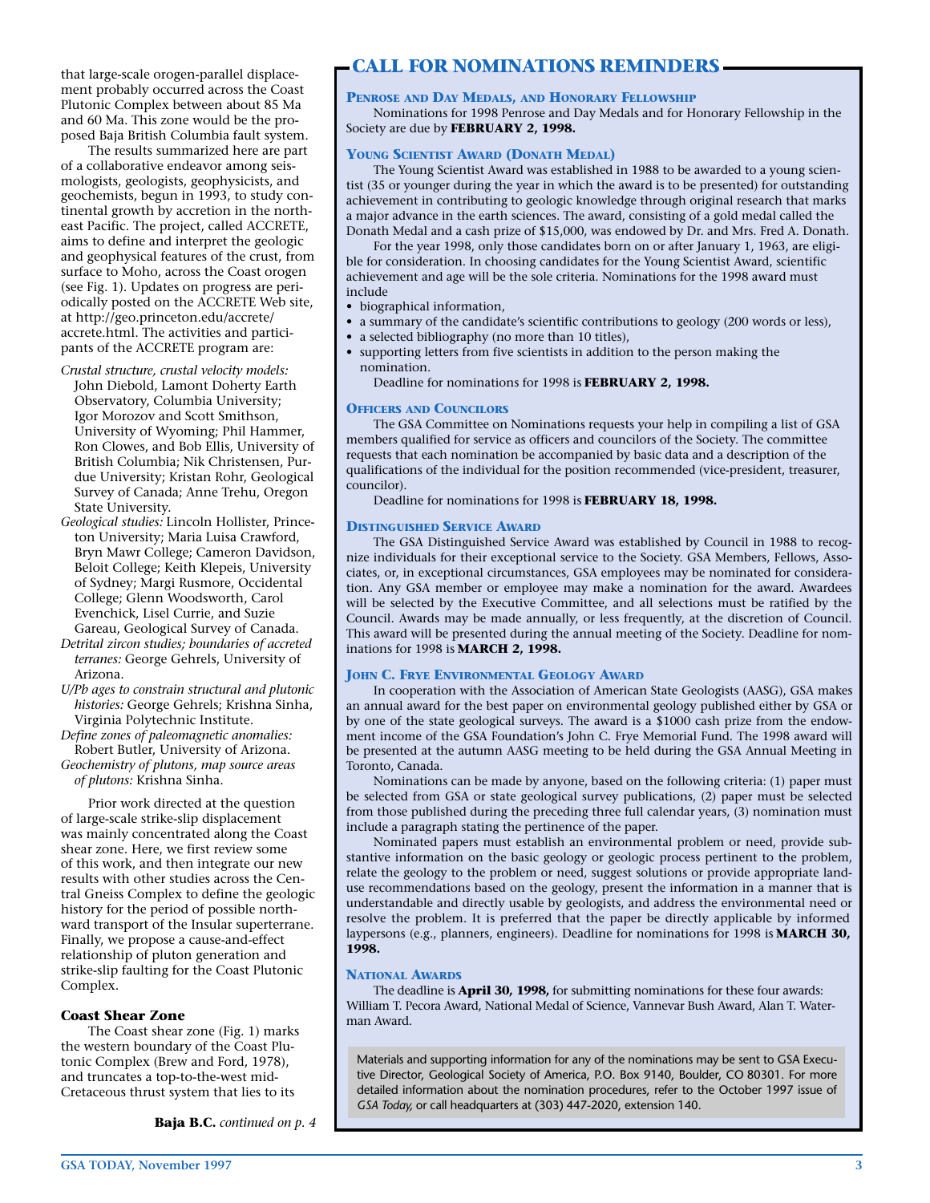that large-scale orogen-parallel displacement probably occurred across the Coast Plutonic Complex between about 85 Ma and 60 Ma. This zone would be the proposed Baja British Columbia fault system.

The results summarized here are part of a collaborative endeavor among seismologists, geologists, geophysicists, and geochemists, begun in 1993, to study continental growth by accretion in the northeast Pacific. The project, called ACCRETE, aims to define and interpret the geologic and geophysical features of the crust, from surface to Moho, across the Coast orogen (see Fig. 1). Updates on progress are periodically posted on the ACCRETE Web site, at http://geo.princeton.edu/accrete/accrete.html. The activities and participants of the ACCRETE program are:

*Crustal structure, crustal velocity models:* John Diebold, Lamont Doherty Earth Observatory, Columbia University; Igor Morozov and Scott Smithson, University of Wyoming; Phil Hammer, Ron Clowes, and Bob Ellis, University of British Columbia; Nik Christensen, Purdue University; Kristan Rohr, Geological Survey of Canada; Anne Trehu, Oregon State University.

*Geological studies:* Lincoln Hollister, Princeton University; Maria Luisa Crawford, Bryn Mawr College; Cameron Davidson, Beloit College; Keith Klepeis, University of Sydney; Margi Rusmore, Occidental College; Glenn Woodsworth, Carol Evenchick, Lisel Currie, and Suzie Gareau, Geological Survey of Canada.

*Detrital zircon studies; boundaries of accreted terranes:* George Gehrels, University of Arizona.

*U/Pb ages to constrain structural and plutonic histories:* George Gehrels; Krishna Sinha, Virginia Polytechnic Institute.

*Define zones of paleomagnetic anomalies:* Robert Butler, University of Arizona.

*Geochemistry of plutons, map source areas of plutons:* Krishna Sinha.

Prior work directed at the question of large-scale strike-slip displacement was mainly concentrated along the Coast shear zone. Here, we first review some of this work, and then integrate our new results with other studies across the Central Gneiss Complex to define the geologic history for the period of possible northward transport of the Insular superterrane. Finally, we propose a cause-and-effect relationship of pluton generation and strike-slip faulting for the Coast Plutonic Complex.

### Coast Shear Zone

The Coast shear zone (Fig. 1) marks the western boundary of the Coast Plutonic Complex (Brew and Ford, 1978), and truncates a top-to-the-west mid-Cretaceous thrust system that lies to its

**Baja B.C.** *continued on p. 4*

## CALL FOR NOMINATIONS REMINDERS

### Penrose and Day Medals, and Honorary Fellowship

Nominations for 1998 Penrose and Day Medals and for Honorary Fellowship in the Society are due by **FEBRUARY 2, 1998.**

### Young Scientist Award (Donath Medal)

The Young Scientist Award was established in 1988 to be awarded to a young scientist (35 or younger during the year in which the award is to be presented) for outstanding achievement in contributing to geologic knowledge through original research that marks a major advance in the earth sciences. The award, consisting of a gold medal called the Donath Medal and a cash prize of $15,000, was endowed by Dr. and Mrs. Fred A. Donath.

For the year 1998, only those candidates born on or after January 1, 1963, are eligible for consideration. In choosing candidates for the Young Scientist Award, scientific achievement and age will be the sole criteria. Nominations for the 1998 award must include

- biographical information,
- a summary of the candidate's scientific contributions to geology (200 words or less),
- a selected bibliography (no more than 10 titles),
- supporting letters from five scientists in addition to the person making the nomination.

Deadline for nominations for 1998 is **FEBRUARY 2, 1998.**

### Officers and Councilors

The GSA Committee on Nominations requests your help in compiling a list of GSA members qualified for service as officers and councilors of the Society. The committee requests that each nomination be accompanied by basic data and a description of the qualifications of the individual for the position recommended (vice-president, treasurer, councilor).

Deadline for nominations for 1998 is **FEBRUARY 18, 1998.**

### Distinguished Service Award

The GSA Distinguished Service Award was established by Council in 1988 to recognize individuals for their exceptional service to the Society. GSA Members, Fellows, Associates, or, in exceptional circumstances, GSA employees may be nominated for consideration. Any GSA member or employee may make a nomination for the award. Awardees will be selected by the Executive Committee, and all selections must be ratified by the Council. Awards may be made annually, or less frequently, at the discretion of Council. This award will be presented during the annual meeting of the Society. Deadline for nominations for 1998 is **MARCH 2, 1998.**

### John C. Frye Environmental Geology Award

In cooperation with the Association of American State Geologists (AASG), GSA makes an annual award for the best paper on environmental geology published either by GSA or by one of the state geological surveys. The award is a $1000 cash prize from the endowment income of the GSA Foundation's John C. Frye Memorial Fund. The 1998 award will be presented at the autumn AASG meeting to be held during the GSA Annual Meeting in Toronto, Canada.

Nominations can be made by anyone, based on the following criteria: (1) paper must be selected from GSA or state geological survey publications, (2) paper must be selected from those published during the preceding three full calendar years, (3) nomination must include a paragraph stating the pertinence of the paper.

Nominated papers must establish an environmental problem or need, provide substantive information on the basic geology or geologic process pertinent to the problem, relate the geology to the problem or need, suggest solutions or provide appropriate land-use recommendations based on the geology, present the information in a manner that is understandable and directly usable by geologists, and address the environmental need or resolve the problem. It is preferred that the paper be directly applicable by informed laypersons (e.g., planners, engineers). Deadline for nominations for 1998 is **MARCH 30, 1998.**

### National Awards

The deadline is **April 30, 1998,** for submitting nominations for these four awards: William T. Pecora Award, National Medal of Science, Vannevar Bush Award, Alan T. Waterman Award.

Materials and supporting information for any of the nominations may be sent to GSA Executive Director, Geological Society of America, P.O. Box 9140, Boulder, CO 80301. For more detailed information about the nomination procedures, refer to the October 1997 issue of *GSA Today,* or call headquarters at (303) 447-2020, extension 140.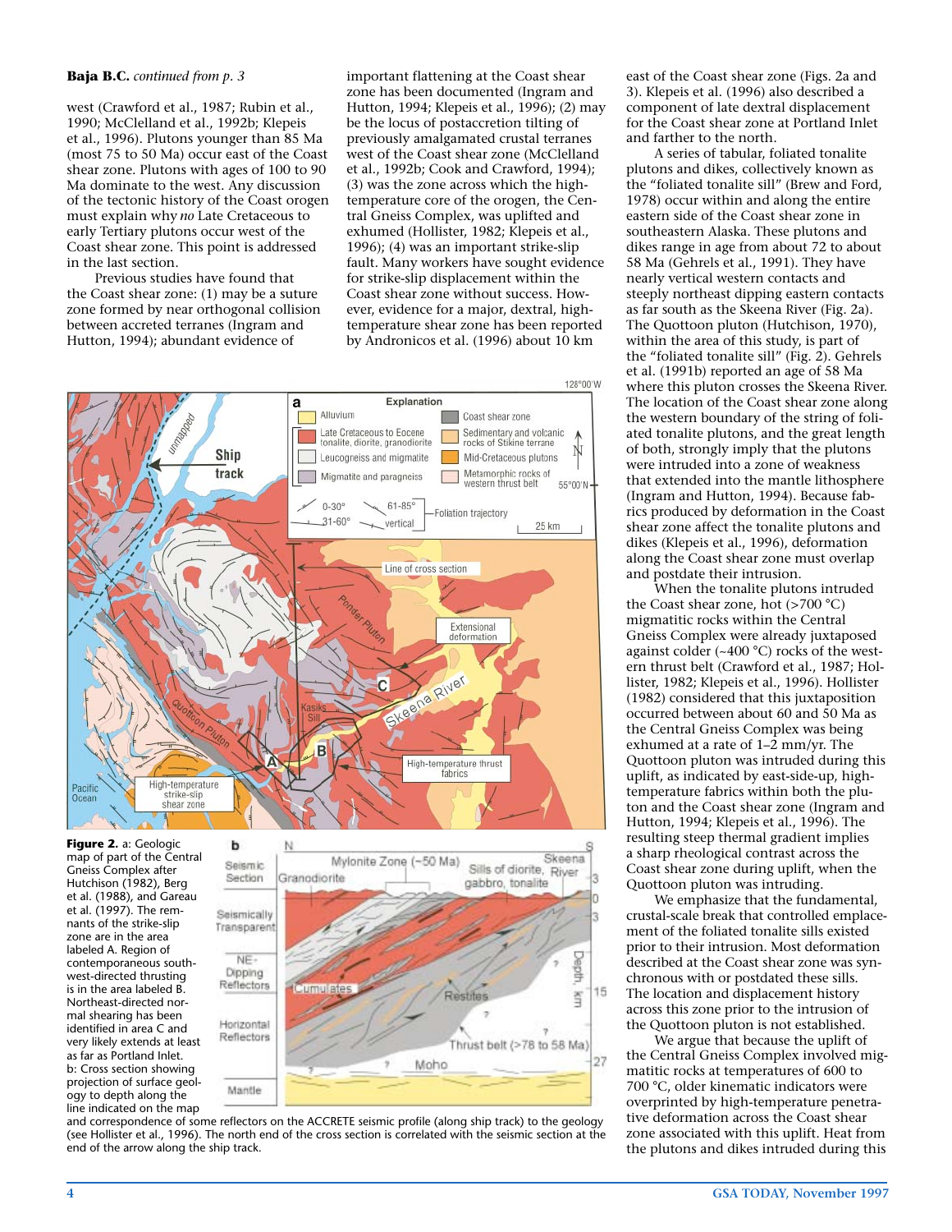**Baja B.C.** *continued from p. 3*

west (Crawford et al., 1987; Rubin et al., 1990; McClelland et al., 1992b; Klepeis et al., 1996). Plutons younger than 85 Ma (most 75 to 50 Ma) occur east of the Coast shear zone. Plutons with ages of 100 to 90 Ma dominate to the west. Any discussion of the tectonic history of the Coast orogen must explain why *no* Late Cretaceous to early Tertiary plutons occur west of the Coast shear zone. This point is addressed in the last section.

Previous studies have found that the Coast shear zone: (1) may be a suture zone formed by near orthogonal collision between accreted terranes (Ingram and Hutton, 1994); abundant evidence of important flattening at the Coast shear zone has been documented (Ingram and Hutton, 1994; Klepeis et al., 1996); (2) may be the locus of postaccretion tilting of previously amalgamated crustal terranes west of the Coast shear zone (McClelland et al., 1992b; Cook and Crawford, 1994); (3) was the zone across which the high-temperature core of the orogen, the Central Gneiss Complex, was uplifted and exhumed (Hollister, 1982; Klepeis et al., 1996); (4) was an important strike-slip fault. Many workers have sought evidence for strike-slip displacement within the Coast shear zone without success. However, evidence for a major, dextral, high-temperature shear zone has been reported by Andronicos et al. (1996) about 10 km east of the Coast shear zone (Figs. 2a and 3). Klepeis et al. (1996) also described a component of late dextral displacement for the Coast shear zone at Portland Inlet and farther to the north.

A series of tabular, foliated tonalite plutons and dikes, collectively known as the "foliated tonalite sill" (Brew and Ford, 1978) occur within and along the entire eastern side of the Coast shear zone in southeastern Alaska. These plutons and dikes range in age from about 72 to about 58 Ma (Gehrels et al., 1991). They have nearly vertical western contacts and steeply northeast dipping eastern contacts as far south as the Skeena River (Fig. 2a). The Quottoon pluton (Hutchison, 1970), within the area of this study, is part of the "foliated tonalite sill" (Fig. 2). Gehrels et al. (1991b) reported an age of 58 Ma where this pluton crosses the Skeena River. The location of the Coast shear zone along the western boundary of the string of foliated tonalite plutons, and the great length of both, strongly imply that the plutons were intruded into a zone of weakness that extended into the mantle lithosphere (Ingram and Hutton, 1994). Because fabrics produced by deformation in the Coast shear zone affect the tonalite plutons and dikes (Klepeis et al., 1996), deformation along the Coast shear zone must overlap and postdate their intrusion.

When the tonalite plutons intruded the Coast shear zone, hot (>700 °C) migmatitic rocks within the Central Gneiss Complex were already juxtaposed against colder (~400 °C) rocks of the western thrust belt (Crawford et al., 1987; Hollister, 1982; Klepeis et al., 1996). Hollister (1982) considered that this juxtaposition occurred between about 60 and 50 Ma as the Central Gneiss Complex was being exhumed at a rate of 1–2 mm/yr. The Quottoon pluton was intruded during this uplift, as indicated by east-side-up, high-temperature fabrics within both the pluton and the Coast shear zone (Ingram and Hutton, 1994; Klepeis et al., 1996). The resulting steep thermal gradient implies a sharp rheological contrast across the Coast shear zone during uplift, when the Quottoon pluton was intruding.

We emphasize that the fundamental, crustal-scale break that controlled emplacement of the foliated tonalite sills existed prior to their intrusion. Most deformation described at the Coast shear zone was synchronous with or postdated these sills. The location and displacement history across this zone prior to the intrusion of the Quottoon pluton is not established.

We argue that because the uplift of the Central Gneiss Complex involved migmatitic rocks at temperatures of 600 to 700 °C, older kinematic indicators were overprinted by high-temperature penetrative deformation across the Coast shear zone associated with this uplift. Heat from the plutons and dikes intruded during this

**Figure 2.** a: Geologic map of part of the Central Gneiss Complex after Hutchison (1982), Berg et al. (1988), and Gareau et al. (1997). The remnants of the strike-slip zone are in the area labeled A. Region of contemporaneous southwest-directed thrusting is in the area labeled B. Northeast-directed normal shearing has been identified in area C and very likely extends at least as far as Portland Inlet. b: Cross section showing projection of surface geology to depth along the line indicated on the map and correspondence of some reflectors on the ACCRETE seismic profile (along ship track) to the geology (see Hollister et al., 1996). The north end of the cross section is correlated with the seismic section at the end of the arrow along the ship track.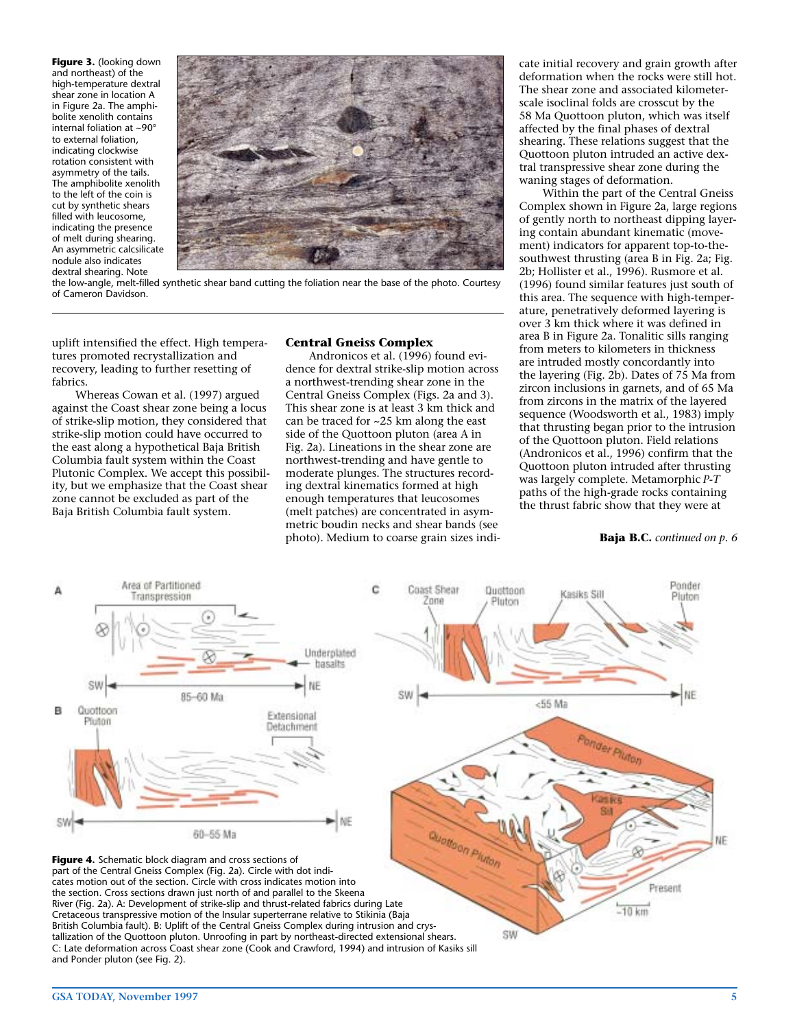**Figure 3.** (looking down and northeast) of the high-temperature dextral shear zone in location A in Figure 2a. The amphibolite xenolith contains internal foliation at ~90° to external foliation, indicating clockwise rotation consistent with asymmetry of the tails. The amphibolite xenolith to the left of the coin is cut by synthetic shears filled with leucosome, indicating the presence of melt during shearing. An asymmetric calcsilicate nodule also indicates dextral shearing. Note the low-angle, melt-filled synthetic shear band cutting the foliation near the base of the photo. Courtesy of Cameron Davidson.

uplift intensified the effect. High temperatures promoted recrystallization and recovery, leading to further resetting of fabrics.

Whereas Cowan et al. (1997) argued against the Coast shear zone being a locus of strike-slip motion, they considered that strike-slip motion could have occurred to the east along a hypothetical Baja British Columbia fault system within the Coast Plutonic Complex. We accept this possibility, but we emphasize that the Coast shear zone cannot be excluded as part of the Baja British Columbia fault system.

## Central Gneiss Complex

Andronicos et al. (1996) found evidence for dextral strike-slip motion across a northwest-trending shear zone in the Central Gneiss Complex (Figs. 2a and 3). This shear zone is at least 3 km thick and can be traced for ~25 km along the east side of the Quottoon pluton (area A in Fig. 2a). Lineations in the shear zone are northwest-trending and have gentle to moderate plunges. The structures recording dextral kinematics formed at high enough temperatures that leucosomes (melt patches) are concentrated in asymmetric boudin necks and shear bands (see photo). Medium to coarse grain sizes indicate initial recovery and grain growth after deformation when the rocks were still hot. The shear zone and associated kilometer-scale isoclinal folds are crosscut by the 58 Ma Quottoon pluton, which was itself affected by the final phases of dextral shearing. These relations suggest that the Quottoon pluton intruded an active dextral transpressive shear zone during the waning stages of deformation.

Within the part of the Central Gneiss Complex shown in Figure 2a, large regions of gently north to northeast dipping layering contain abundant kinematic (movement) indicators for apparent top-to-the-southwest thrusting (area B in Fig. 2a; Fig. 2b; Hollister et al., 1996). Rusmore et al. (1996) found similar features just south of this area. The sequence with high-temperature, penetratively deformed layering is over 3 km thick where it was defined in area B in Figure 2a. Tonalitic sills ranging from meters to kilometers in thickness are intruded mostly concordantly into the layering (Fig. 2b). Dates of 75 Ma from zircon inclusions in garnets, and of 65 Ma from zircons in the matrix of the layered sequence (Woodsworth et al., 1983) imply that thrusting began prior to the intrusion of the Quottoon pluton. Field relations (Andronicos et al., 1996) confirm that the Quottoon pluton intruded after thrusting was largely complete. Metamorphic *P-T* paths of the high-grade rocks containing the thrust fabric show that they were at

**Baja B.C.** *continued on p. 6*

**Figure 4.** Schematic block diagram and cross sections of part of the Central Gneiss Complex (Fig. 2a). Circle with dot indicates motion out of the section. Circle with cross indicates motion into the section. Cross sections drawn just north of and parallel to the Skeena River (Fig. 2a). A: Development of strike-slip and thrust-related fabrics during Late Cretaceous transpressive motion of the Insular superterrane relative to Stikinia (Baja British Columbia fault). B: Uplift of the Central Gneiss Complex during intrusion and crystallization of the Quottoon pluton. Unroofing in part by northeast-directed extensional shears. C: Late deformation across Coast shear zone (Cook and Crawford, 1994) and intrusion of Kasiks sill and Ponder pluton (see Fig. 2).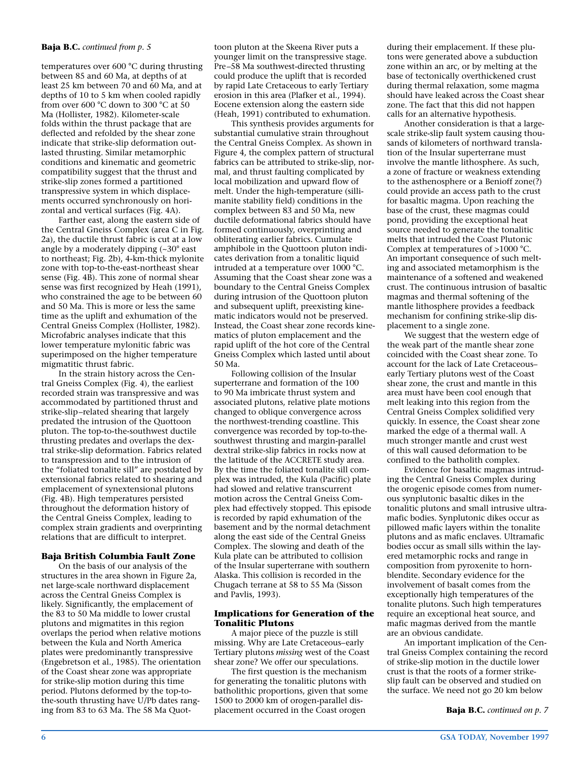**Baja B.C.** *continued from p. 5*

temperatures over 600 °C during thrusting between 85 and 60 Ma, at depths of at least 25 km between 70 and 60 Ma, and at depths of 10 to 5 km when cooled rapidly from over 600 °C down to 300 °C at 50 Ma (Hollister, 1982). Kilometer-scale folds within the thrust package that are deflected and refolded by the shear zone indicate that strike-slip deformation outlasted thrusting. Similar metamorphic conditions and kinematic and geometric compatibility suggest that the thrust and strike-slip zones formed a partitioned transpressive system in which displacements occurred synchronously on horizontal and vertical surfaces (Fig. 4A).

Farther east, along the eastern side of the Central Gneiss Complex (area C in Fig. 2a), the ductile thrust fabric is cut at a low angle by a moderately dipping (~30° east to northeast; Fig. 2b), 4-km-thick mylonite zone with top-to-the-east-northeast shear sense (Fig. 4B). This zone of normal shear sense was first recognized by Heah (1991), who constrained the age to be between 60 and 50 Ma. This is more or less the same time as the uplift and exhumation of the Central Gneiss Complex (Hollister, 1982). Microfabric analyses indicate that this lower temperature mylonitic fabric was superimposed on the higher temperature migmatitic thrust fabric.

In the strain history across the Central Gneiss Complex (Fig. 4), the earliest recorded strain was transpressive and was accommodated by partitioned thrust and strike-slip–related shearing that largely predated the intrusion of the Quottoon pluton. The top-to-the-southwest ductile thrusting predates and overlaps the dextral strike-slip deformation. Fabrics related to transpression and to the intrusion of the "foliated tonalite sill" are postdated by extensional fabrics related to shearing and emplacement of synextensional plutons (Fig. 4B). High temperatures persisted throughout the deformation history of the Central Gneiss Complex, leading to complex strain gradients and overprinting relations that are difficult to interpret.

### Baja British Columbia Fault Zone

On the basis of our analysis of the structures in the area shown in Figure 2a, net large-scale northward displacement across the Central Gneiss Complex is likely. Significantly, the emplacement of the 83 to 50 Ma middle to lower crustal plutons and migmatites in this region overlaps the period when relative motions between the Kula and North America plates were predominantly transpressive (Engebretson et al., 1985). The orientation of the Coast shear zone was appropriate for strike-slip motion during this time period. Plutons deformed by the top-to-the-south thrusting have U/Pb dates ranging from 83 to 63 Ma. The 58 Ma Quottoon pluton at the Skeena River puts a younger limit on the transpressive stage. Pre–58 Ma southwest-directed thrusting could produce the uplift that is recorded by rapid Late Cretaceous to early Tertiary erosion in this area (Plafker et al., 1994). Eocene extension along the eastern side (Heah, 1991) contributed to exhumation.

This synthesis provides arguments for substantial cumulative strain throughout the Central Gneiss Complex. As shown in Figure 4, the complex pattern of structural fabrics can be attributed to strike-slip, normal, and thrust faulting complicated by local mobilization and upward flow of melt. Under the high-temperature (sillimanite stability field) conditions in the complex between 83 and 50 Ma, new ductile deformational fabrics should have formed continuously, overprinting and obliterating earlier fabrics. Cumulate amphibole in the Quottoon pluton indicates derivation from a tonalitic liquid intruded at a temperature over 1000 °C. Assuming that the Coast shear zone was a boundary to the Central Gneiss Complex during intrusion of the Quottoon pluton and subsequent uplift, preexisting kinematic indicators would not be preserved. Instead, the Coast shear zone records kinematics of pluton emplacement and the rapid uplift of the hot core of the Central Gneiss Complex which lasted until about 50 Ma.

Following collision of the Insular superterrane and formation of the 100 to 90 Ma imbricate thrust system and associated plutons, relative plate motions changed to oblique convergence across the northwest-trending coastline. This convergence was recorded by top-to-the-southwest thrusting and margin-parallel dextral strike-slip fabrics in rocks now at the latitude of the ACCRETE study area. By the time the foliated tonalite sill complex was intruded, the Kula (Pacific) plate had slowed and relative transcurrent motion across the Central Gneiss Complex had effectively stopped. This episode is recorded by rapid exhumation of the basement and by the normal detachment along the east side of the Central Gneiss Complex. The slowing and death of the Kula plate can be attributed to collision of the Insular superterrane with southern Alaska. This collision is recorded in the Chugach terrane at 58 to 55 Ma (Sisson and Pavlis, 1993).

### Implications for Generation of the Tonalitic Plutons

A major piece of the puzzle is still missing. Why are Late Cretaceous–early Tertiary plutons *missing* west of the Coast shear zone? We offer our speculations.

The first question is the mechanism for generating the tonalitic plutons with batholithic proportions, given that some 1500 to 2000 km of orogen-parallel displacement occurred in the Coast orogen during their emplacement. If these plutons were generated above a subduction zone within an arc, or by melting at the base of tectonically overthickened crust during thermal relaxation, some magma should have leaked across the Coast shear zone. The fact that this did not happen calls for an alternative hypothesis.

Another consideration is that a large-scale strike-slip fault system causing thousands of kilometers of northward translation of the Insular superterrane must involve the mantle lithosphere. As such, a zone of fracture or weakness extending to the asthenosphere or a Benioff zone(?) could provide an access path to the crust for basaltic magma. Upon reaching the base of the crust, these magmas could pond, providing the exceptional heat source needed to generate the tonalitic melts that intruded the Coast Plutonic Complex at temperatures of >1000 °C. An important consequence of such melting and associated metamorphism is the maintenance of a softened and weakened crust. The continuous intrusion of basaltic magmas and thermal softening of the mantle lithosphere provides a feedback mechanism for confining strike-slip displacement to a single zone.

We suggest that the western edge of the weak part of the mantle shear zone coincided with the Coast shear zone. To account for the lack of Late Cretaceous–early Tertiary plutons west of the Coast shear zone, the crust and mantle in this area must have been cool enough that melt leaking into this region from the Central Gneiss Complex solidified very quickly. In essence, the Coast shear zone marked the edge of a thermal wall. A much stronger mantle and crust west of this wall caused deformation to be confined to the batholith complex.

Evidence for basaltic magmas intruding the Central Gneiss Complex during the orogenic episode comes from numerous synplutonic basaltic dikes in the tonalitic plutons and small intrusive ultramafic bodies. Synplutonic dikes occur as pillowed mafic layers within the tonalite plutons and as mafic enclaves. Ultramafic bodies occur as small sills within the layered metamorphic rocks and range in composition from pyroxenite to hornblendite. Secondary evidence for the involvement of basalt comes from the exceptionally high temperatures of the tonalite plutons. Such high temperatures require an exceptional heat source, and mafic magmas derived from the mantle are an obvious candidate.

An important implication of the Central Gneiss Complex containing the record of strike-slip motion in the ductile lower crust is that the roots of a former strike-slip fault can be observed and studied on the surface. We need not go 20 km below

**Baja B.C.** *continued on p. 7*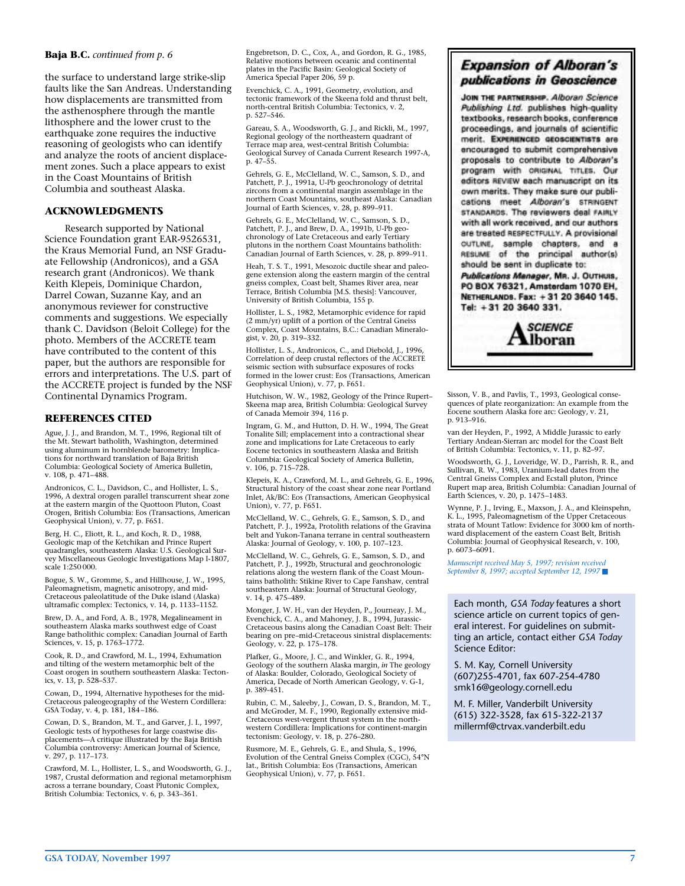**Baja B.C.** *continued from p. 6*

the surface to understand large strike-slip faults like the San Andreas. Understanding how displacements are transmitted from the asthenosphere through the mantle lithosphere and the lower crust to the earthquake zone requires the inductive reasoning of geologists who can identify and analyze the roots of ancient displacement zones. Such a place appears to exist in the Coast Mountains of British Columbia and southeast Alaska.

## ACKNOWLEDGMENTS

Research supported by National Science Foundation grant EAR-9526531, the Kraus Memorial Fund, an NSF Graduate Fellowship (Andronicos), and a GSA research grant (Andronicos). We thank Keith Klepeis, Dominique Chardon, Darrel Cowan, Suzanne Kay, and an anonymous reviewer for constructive comments and suggestions. We especially thank C. Davidson (Beloit College) for the photo. Members of the ACCRETE team have contributed to the content of this paper, but the authors are responsible for errors and interpretations. The U.S. part of the ACCRETE project is funded by the NSF Continental Dynamics Program.

## REFERENCES CITED

Ague, J. J., and Brandon, M. T., 1996, Regional tilt of the Mt. Stewart batholith, Washington, determined using aluminum in hornblende barometry: Implications for northward translation of Baja British Columbia: Geological Society of America Bulletin, v. 108, p. 471–488.

Andronicos, C. L., Davidson, C., and Hollister, L. S., 1996, A dextral orogen parallel transcurrent shear zone at the eastern margin of the Quottoon Pluton, Coast Orogen, British Columbia: Eos (Transactions, American Geophysical Union), v. 77, p. F651.

Berg, H. C., Eliott, R. L., and Koch, R. D., 1988, Geologic map of the Ketchikan and Prince Rupert quadrangles, southeastern Alaska: U.S. Geological Survey Miscellaneous Geologic Investigations Map I-1807, scale 1:250 000.

Bogue, S. W., Gromme, S., and Hillhouse, J. W., 1995, Paleomagnetism, magnetic anisotropy, and mid-Cretaceous paleolatitude of the Duke island (Alaska) ultramafic complex: Tectonics, v. 14, p. 1133–1152.

Brew, D. A., and Ford, A. B., 1978, Megalineament in southeastern Alaska marks southwest edge of Coast Range batholithic complex: Canadian Journal of Earth Sciences, v. 15, p. 1763–1772.

Cook, R. D., and Crawford, M. L., 1994, Exhumation and tilting of the western metamorphic belt of the Coast orogen in southern southeastern Alaska: Tectonics, v. 13, p. 528–537.

Cowan, D., 1994, Alternative hypotheses for the mid-Cretaceous paleogeography of the Western Cordillera: GSA Today, v. 4, p. 181, 184–186.

Cowan, D. S., Brandon, M. T., and Garver, J. I., 1997, Geologic tests of hypotheses for large coastwise displacements—A critique illustrated by the Baja British Columbia controversy: American Journal of Science, v. 297, p. 117–173.

Crawford, M. L., Hollister, L. S., and Woodsworth, G. J., 1987, Crustal deformation and regional metamorphism across a terrane boundary, Coast Plutonic Complex, British Columbia: Tectonics, v. 6, p. 343–361.

Engebretson, D. C., Cox, A., and Gordon, R. G., 1985, Relative motions between oceanic and continental plates in the Pacific Basin: Geological Society of America Special Paper 206, 59 p.

Evenchick, C. A., 1991, Geometry, evolution, and tectonic framework of the Skeena fold and thrust belt, north-central British Columbia: Tectonics, v. 2, p. 527–546.

Gareau, S. A., Woodsworth, G. J., and Rickli, M., 1997, Regional geology of the northeastern quadrant of Terrace map area, west-central British Columbia: Geological Survey of Canada Current Research 1997-A, p. 47–55.

Gehrels, G. E., McClelland, W. C., Samson, S. D., and Patchett, P. J., 1991a, U-Pb geochronology of detrital zircons from a continental margin assemblage in the northern Coast Mountains, southeast Alaska: Canadian Journal of Earth Sciences, v. 28, p. 899–911.

Gehrels, G. E., McClelland, W. C., Samson, S. D., Patchett, P. J., and Brew, D. A., 1991b, U-Pb geochronology of Late Cretaceous and early Tertiary plutons in the northern Coast Mountains batholith: Canadian Journal of Earth Sciences, v. 28, p. 899–911.

Heah, T. S. T., 1991, Mesozoic ductile shear and paleogene extension along the eastern margin of the central gneiss complex, Coast belt, Shames River area, near Terrace, British Columbia [M.S. thesis]: Vancouver, University of British Columbia, 155 p.

Hollister, L. S., 1982, Metamorphic evidence for rapid (2 mm/yr) uplift of a portion of the Central Gneiss Complex, Coast Mountains, B.C.: Canadian Mineralogist, v. 20, p. 319–332.

Hollister, L. S., Andronicos, C., and Diebold, J., 1996, Correlation of deep crustal reflectors of the ACCRETE seismic section with subsurface exposures of rocks formed in the lower crust: Eos (Transactions, American Geophysical Union), v. 77, p. F651.

Hutchison, W. W., 1982, Geology of the Prince Rupert–Skeena map area, British Columbia: Geological Survey of Canada Memoir 394, 116 p.

Ingram, G. M., and Hutton, D. H. W., 1994, The Great Tonalite Sill; emplacement into a contractional shear zone and implications for Late Cretaceous to early Eocene tectonics in southeastern Alaska and British Columbia: Geological Society of America Bulletin, v. 106, p. 715–728.

Klepeis, K. A., Crawford, M. L., and Gehrels, G. E., 1996, Structural history of the coast shear zone near Portland Inlet, Ak/BC: Eos (Transactions, American Geophysical Union), v. 77, p. F651.

McClelland, W. C., Gehrels, G. E., Samson, S. D., and Patchett, P. J., 1992a, Protolith relations of the Gravina belt and Yukon-Tanana terrane in central southeastern Alaska: Journal of Geology, v. 100, p. 107–123.

McClelland, W. C., Gehrels, G. E., Samson, S. D., and Patchett, P. J., 1992b, Structural and geochronologic relations along the western flank of the Coast Mountains batholith: Stikine River to Cape Fanshaw, central southeastern Alaska: Journal of Structural Geology, v. 14, p. 475–489.

Monger, J. W. H., van der Heyden, P., Journeay, J. M., Evenchick, C. A., and Mahoney, J. B., 1994, Jurassic-Cretaceous basins along the Canadian Coast Belt: Their bearing on pre–mid-Cretaceous sinistral displacements: Geology, v. 22, p. 175–178.

Plafker, G., Moore, J. C., and Winkler, G. R., 1994, Geology of the southern Alaska margin, *in* The geology of Alaska: Boulder, Colorado, Geological Society of America, Decade of North American Geology, v. G-1, p. 389-451.

Rubin, C. M., Saleeby, J., Cowan, D. S., Brandon, M. T., and McGroder, M. F., 1990, Regionally extensive mid-Cretaceous west-vergent thrust system in the northwestern Cordillera: Implications for continent-margin tectonism: Geology, v. 18, p. 276–280.

Rusmore, M. E., Gehrels, G. E., and Shula, S., 1996, Evolution of the Central Gneiss Complex (CGC), 54°N lat., British Columbia: Eos (Transactions, American Geophysical Union), v. 77, p. F651.

Sisson, V. B., and Pavlis, T., 1993, Geological consequences of plate reorganization: An example from the Eocene southern Alaska fore arc: Geology, v. 21, p. 913–916.

van der Heyden, P., 1992, A Middle Jurassic to early Tertiary Andean-Sierran arc model for the Coast Belt of British Columbia: Tectonics, v. 11, p. 82–97.

Woodsworth, G. J., Loveridge, W. D., Parrish, R. R., and Sullivan, R. W., 1983, Uranium-lead dates from the Central Gneiss Complex and Ecstall pluton, Prince Rupert map area, British Columbia: Canadian Journal of Earth Sciences, v. 20, p. 1475–1483.

Wynne, P. J., Irving, E., Maxson, J. A., and Kleinspehn, K. L., 1995, Paleomagnetism of the Upper Cretaceous strata of Mount Tatlow: Evidence for 3000 km of northward displacement of the eastern Coast Belt, British Columbia: Journal of Geophysical Research, v. 100, p. 6073–6091.

*Manuscript received May 5, 1997; revision received September 8, 1997; accepted September 12, 1997* ■

**Expansion of Alboran's publications in Geoscience**

JOIN THE PARTNERSHIP. *Alboran Science Publishing Ltd.* publishes high-quality textbooks, research books, conference proceedings, and journals of scientific merit. EXPERIENCED GEOSCIENTISTS are encouraged to submit comprehensive proposals to contribute to *Alboran's* program with ORIGINAL TITLES. Our editors REVIEW each manuscript on its own merits. They make sure our publications meet *Alboran's* STRINGENT STANDARDS. The reviewers deal FAIRLY with all work received, and our authors are treated RESPECTFULLY. A provisional OUTLINE, sample chapters, and a RESUME of the principal author(s) should be sent in duplicate to:

***Publications Manager*, MR. J. OUTHUIS, PO BOX 76321, Amsterdam 1070 EH, NETHERLANDS. Fax: +31 20 3640 145. Tel: +31 20 3640 331.**

SCIENCE Alboran

Each month, *GSA Today* features a short science article on current topics of general interest. For guidelines on submitting an article, contact either *GSA Today* Science Editor:

S. M. Kay, Cornell University
(607)255-4701, fax 607-254-4780
smk16@geology.cornell.edu

M. F. Miller, Vanderbilt University
(615) 322-3528, fax 615-322-2137
millermf@ctrvax.vanderbilt.edu